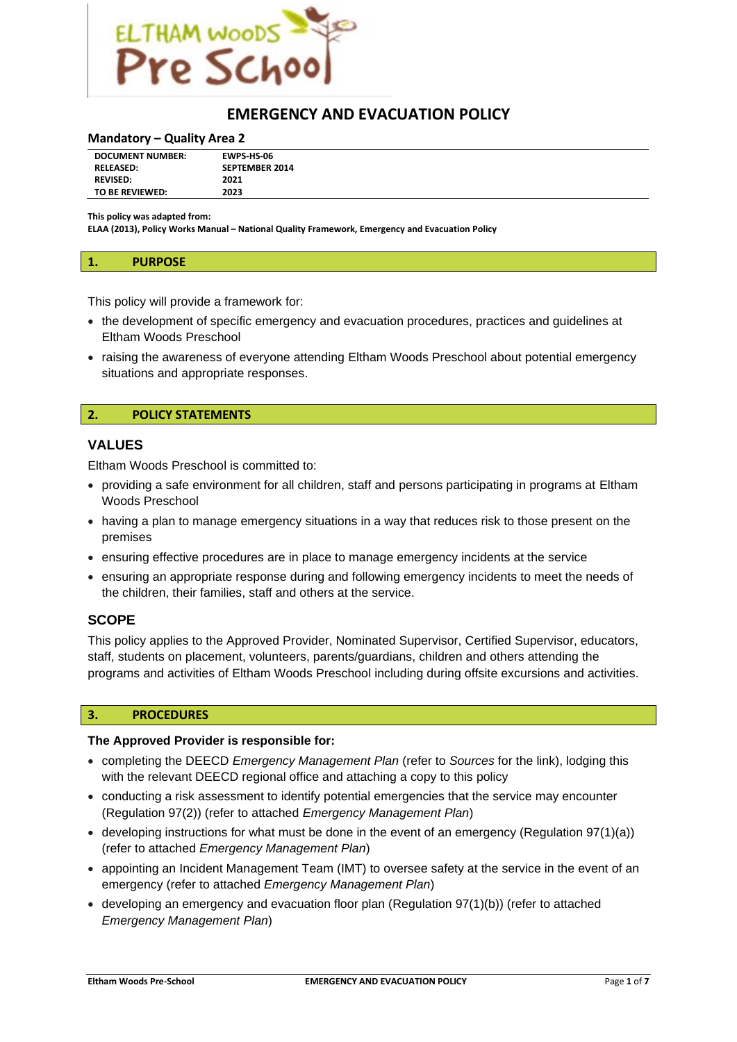# EMERGENCY AND EVACUATION POLICY

**Mandatory – Quality Area 2**

| DOCUMENT NUMBER: | EWPS-HS-06 |
|---|---|
| RELEASED: | SEPTEMBER 2014 |
| REVISED: | 2021 |
| TO BE REVIEWED: | 2023 |

**This policy was adapted from:**
**ELAA (2013), Policy Works Manual – National Quality Framework, Emergency and Evacuation Policy**

## 1. PURPOSE

This policy will provide a framework for:

- the development of specific emergency and evacuation procedures, practices and guidelines at Eltham Woods Preschool
- raising the awareness of everyone attending Eltham Woods Preschool about potential emergency situations and appropriate responses.

## 2. POLICY STATEMENTS

### VALUES

Eltham Woods Preschool is committed to:

- providing a safe environment for all children, staff and persons participating in programs at Eltham Woods Preschool
- having a plan to manage emergency situations in a way that reduces risk to those present on the premises
- ensuring effective procedures are in place to manage emergency incidents at the service
- ensuring an appropriate response during and following emergency incidents to meet the needs of the children, their families, staff and others at the service.

### SCOPE

This policy applies to the Approved Provider, Nominated Supervisor, Certified Supervisor, educators, staff, students on placement, volunteers, parents/guardians, children and others attending the programs and activities of Eltham Woods Preschool including during offsite excursions and activities.

## 3. PROCEDURES

**The Approved Provider is responsible for:**

- completing the DEECD *Emergency Management Plan* (refer to *Sources* for the link), lodging this with the relevant DEECD regional office and attaching a copy to this policy
- conducting a risk assessment to identify potential emergencies that the service may encounter (Regulation 97(2)) (refer to attached *Emergency Management Plan*)
- developing instructions for what must be done in the event of an emergency (Regulation 97(1)(a)) (refer to attached *Emergency Management Plan*)
- appointing an Incident Management Team (IMT) to oversee safety at the service in the event of an emergency (refer to attached *Emergency Management Plan*)
- developing an emergency and evacuation floor plan (Regulation 97(1)(b)) (refer to attached *Emergency Management Plan*)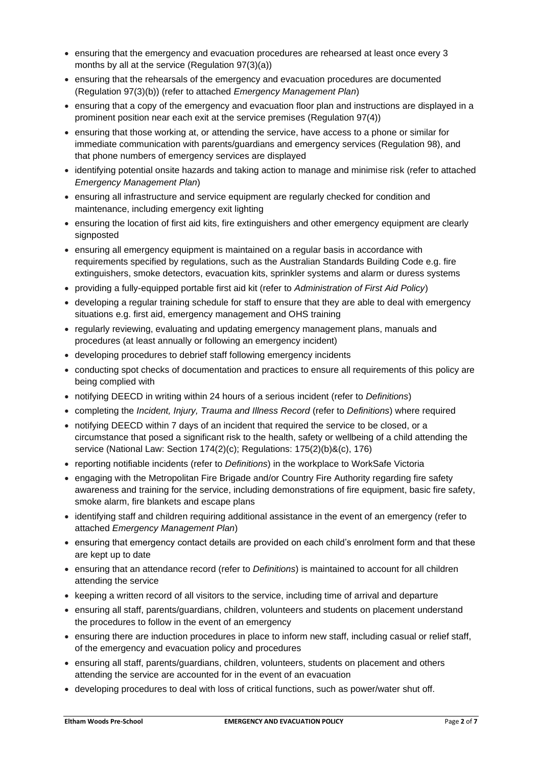- ensuring that the emergency and evacuation procedures are rehearsed at least once every 3 months by all at the service (Regulation 97(3)(a))
- ensuring that the rehearsals of the emergency and evacuation procedures are documented (Regulation 97(3)(b)) (refer to attached *Emergency Management Plan*)
- ensuring that a copy of the emergency and evacuation floor plan and instructions are displayed in a prominent position near each exit at the service premises (Regulation 97(4))
- ensuring that those working at, or attending the service, have access to a phone or similar for immediate communication with parents/guardians and emergency services (Regulation 98), and that phone numbers of emergency services are displayed
- identifying potential onsite hazards and taking action to manage and minimise risk (refer to attached *Emergency Management Plan*)
- ensuring all infrastructure and service equipment are regularly checked for condition and maintenance, including emergency exit lighting
- ensuring the location of first aid kits, fire extinguishers and other emergency equipment are clearly signposted
- ensuring all emergency equipment is maintained on a regular basis in accordance with requirements specified by regulations, such as the Australian Standards Building Code e.g. fire extinguishers, smoke detectors, evacuation kits, sprinkler systems and alarm or duress systems
- providing a fully-equipped portable first aid kit (refer to *Administration of First Aid Policy*)
- developing a regular training schedule for staff to ensure that they are able to deal with emergency situations e.g. first aid, emergency management and OHS training
- regularly reviewing, evaluating and updating emergency management plans, manuals and procedures (at least annually or following an emergency incident)
- developing procedures to debrief staff following emergency incidents
- conducting spot checks of documentation and practices to ensure all requirements of this policy are being complied with
- notifying DEECD in writing within 24 hours of a serious incident (refer to *Definitions*)
- completing the *Incident, Injury, Trauma and Illness Record* (refer to *Definitions*) where required
- notifying DEECD within 7 days of an incident that required the service to be closed, or a circumstance that posed a significant risk to the health, safety or wellbeing of a child attending the service (National Law: Section 174(2)(c); Regulations: 175(2)(b)&(c), 176)
- reporting notifiable incidents (refer to *Definitions*) in the workplace to WorkSafe Victoria
- engaging with the Metropolitan Fire Brigade and/or Country Fire Authority regarding fire safety awareness and training for the service, including demonstrations of fire equipment, basic fire safety, smoke alarm, fire blankets and escape plans
- identifying staff and children requiring additional assistance in the event of an emergency (refer to attached *Emergency Management Plan*)
- ensuring that emergency contact details are provided on each child's enrolment form and that these are kept up to date
- ensuring that an attendance record (refer to *Definitions*) is maintained to account for all children attending the service
- keeping a written record of all visitors to the service, including time of arrival and departure
- ensuring all staff, parents/guardians, children, volunteers and students on placement understand the procedures to follow in the event of an emergency
- ensuring there are induction procedures in place to inform new staff, including casual or relief staff, of the emergency and evacuation policy and procedures
- ensuring all staff, parents/guardians, children, volunteers, students on placement and others attending the service are accounted for in the event of an evacuation
- developing procedures to deal with loss of critical functions, such as power/water shut off.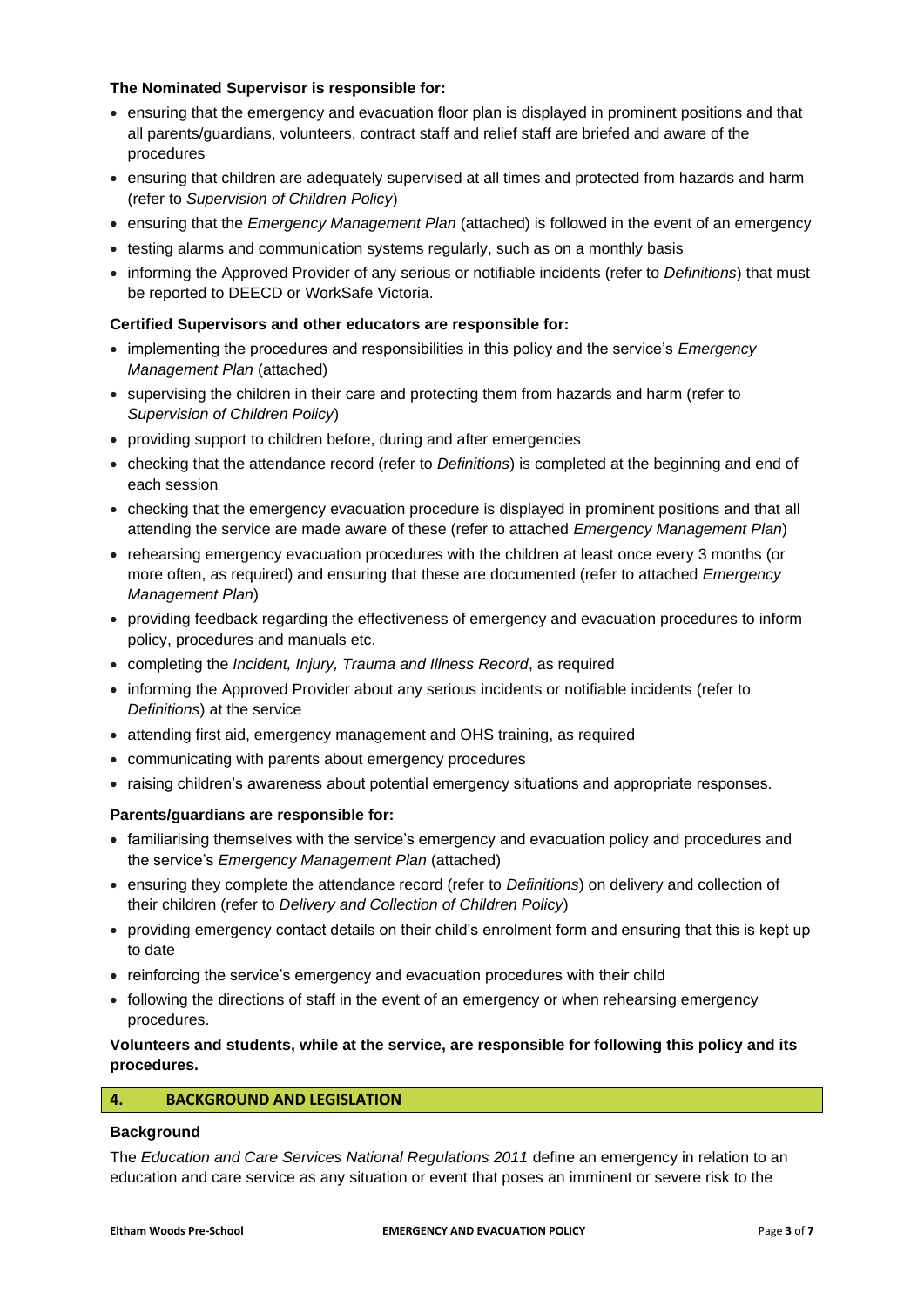**The Nominated Supervisor is responsible for:**

- ensuring that the emergency and evacuation floor plan is displayed in prominent positions and that all parents/guardians, volunteers, contract staff and relief staff are briefed and aware of the procedures
- ensuring that children are adequately supervised at all times and protected from hazards and harm (refer to *Supervision of Children Policy*)
- ensuring that the *Emergency Management Plan* (attached) is followed in the event of an emergency
- testing alarms and communication systems regularly, such as on a monthly basis
- informing the Approved Provider of any serious or notifiable incidents (refer to *Definitions*) that must be reported to DEECD or WorkSafe Victoria.

**Certified Supervisors and other educators are responsible for:**

- implementing the procedures and responsibilities in this policy and the service's *Emergency Management Plan* (attached)
- supervising the children in their care and protecting them from hazards and harm (refer to *Supervision of Children Policy*)
- providing support to children before, during and after emergencies
- checking that the attendance record (refer to *Definitions*) is completed at the beginning and end of each session
- checking that the emergency evacuation procedure is displayed in prominent positions and that all attending the service are made aware of these (refer to attached *Emergency Management Plan*)
- rehearsing emergency evacuation procedures with the children at least once every 3 months (or more often, as required) and ensuring that these are documented (refer to attached *Emergency Management Plan*)
- providing feedback regarding the effectiveness of emergency and evacuation procedures to inform policy, procedures and manuals etc.
- completing the *Incident, Injury, Trauma and Illness Record*, as required
- informing the Approved Provider about any serious incidents or notifiable incidents (refer to *Definitions*) at the service
- attending first aid, emergency management and OHS training, as required
- communicating with parents about emergency procedures
- raising children's awareness about potential emergency situations and appropriate responses.

**Parents/guardians are responsible for:**

- familiarising themselves with the service's emergency and evacuation policy and procedures and the service's *Emergency Management Plan* (attached)
- ensuring they complete the attendance record (refer to *Definitions*) on delivery and collection of their children (refer to *Delivery and Collection of Children Policy*)
- providing emergency contact details on their child's enrolment form and ensuring that this is kept up to date
- reinforcing the service's emergency and evacuation procedures with their child
- following the directions of staff in the event of an emergency or when rehearsing emergency procedures.

**Volunteers and students, while at the service, are responsible for following this policy and its procedures.**

## 4. BACKGROUND AND LEGISLATION

**Background**

The *Education and Care Services National Regulations 2011* define an emergency in relation to an education and care service as any situation or event that poses an imminent or severe risk to the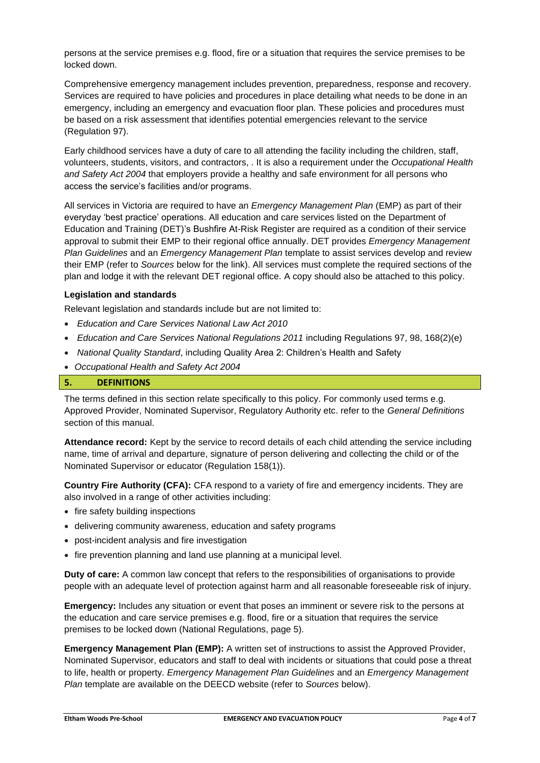persons at the service premises e.g. flood, fire or a situation that requires the service premises to be locked down.

Comprehensive emergency management includes prevention, preparedness, response and recovery. Services are required to have policies and procedures in place detailing what needs to be done in an emergency, including an emergency and evacuation floor plan. These policies and procedures must be based on a risk assessment that identifies potential emergencies relevant to the service (Regulation 97).

Early childhood services have a duty of care to all attending the facility including the children, staff, volunteers, students, visitors, and contractors, . It is also a requirement under the *Occupational Health and Safety Act 2004* that employers provide a healthy and safe environment for all persons who access the service's facilities and/or programs.

All services in Victoria are required to have an *Emergency Management Plan* (EMP) as part of their everyday 'best practice' operations. All education and care services listed on the Department of Education and Training (DET)'s Bushfire At-Risk Register are required as a condition of their service approval to submit their EMP to their regional office annually. DET provides *Emergency Management Plan Guidelines* and an *Emergency Management Plan* template to assist services develop and review their EMP (refer to *Sources* below for the link). All services must complete the required sections of the plan and lodge it with the relevant DET regional office. A copy should also be attached to this policy.

**Legislation and standards**

Relevant legislation and standards include but are not limited to:

- *Education and Care Services National Law Act 2010*
- *Education and Care Services National Regulations 2011* including Regulations 97, 98, 168(2)(e)
- *National Quality Standard*, including Quality Area 2: Children's Health and Safety
- *Occupational Health and Safety Act 2004*

## 5. DEFINITIONS

The terms defined in this section relate specifically to this policy. For commonly used terms e.g. Approved Provider, Nominated Supervisor, Regulatory Authority etc. refer to the *General Definitions* section of this manual.

**Attendance record:** Kept by the service to record details of each child attending the service including name, time of arrival and departure, signature of person delivering and collecting the child or of the Nominated Supervisor or educator (Regulation 158(1)).

**Country Fire Authority (CFA):** CFA respond to a variety of fire and emergency incidents. They are also involved in a range of other activities including:

- fire safety building inspections
- delivering community awareness, education and safety programs
- post-incident analysis and fire investigation
- fire prevention planning and land use planning at a municipal level.

**Duty of care:** A common law concept that refers to the responsibilities of organisations to provide people with an adequate level of protection against harm and all reasonable foreseeable risk of injury.

**Emergency:** Includes any situation or event that poses an imminent or severe risk to the persons at the education and care service premises e.g. flood, fire or a situation that requires the service premises to be locked down (National Regulations, page 5).

**Emergency Management Plan (EMP):** A written set of instructions to assist the Approved Provider, Nominated Supervisor, educators and staff to deal with incidents or situations that could pose a threat to life, health or property. *Emergency Management Plan Guidelines* and an *Emergency Management Plan* template are available on the DEECD website (refer to *Sources* below).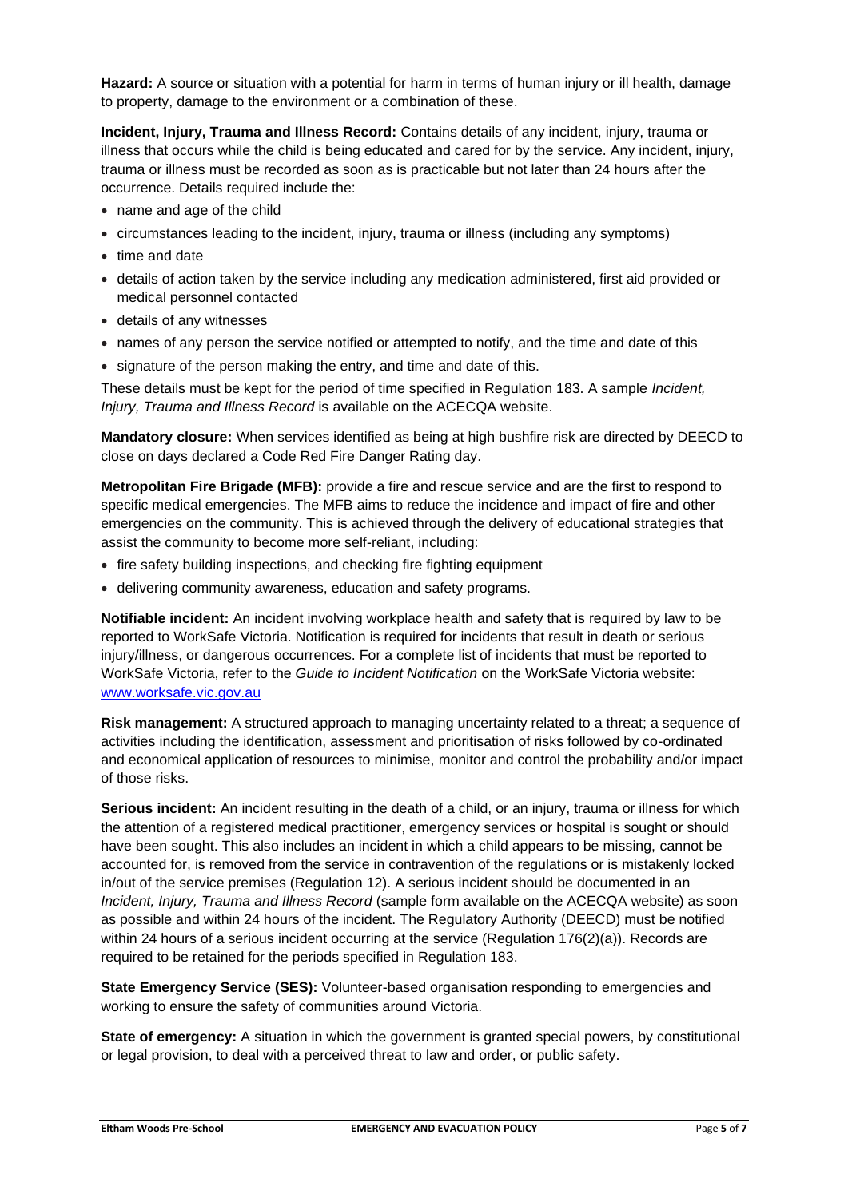**Hazard:** A source or situation with a potential for harm in terms of human injury or ill health, damage to property, damage to the environment or a combination of these.

**Incident, Injury, Trauma and Illness Record:** Contains details of any incident, injury, trauma or illness that occurs while the child is being educated and cared for by the service. Any incident, injury, trauma or illness must be recorded as soon as is practicable but not later than 24 hours after the occurrence. Details required include the:

- name and age of the child
- circumstances leading to the incident, injury, trauma or illness (including any symptoms)
- time and date
- details of action taken by the service including any medication administered, first aid provided or medical personnel contacted
- details of any witnesses
- names of any person the service notified or attempted to notify, and the time and date of this
- signature of the person making the entry, and time and date of this.

These details must be kept for the period of time specified in Regulation 183. A sample *Incident, Injury, Trauma and Illness Record* is available on the ACECQA website.

**Mandatory closure:** When services identified as being at high bushfire risk are directed by DEECD to close on days declared a Code Red Fire Danger Rating day.

**Metropolitan Fire Brigade (MFB):** provide a fire and rescue service and are the first to respond to specific medical emergencies. The MFB aims to reduce the incidence and impact of fire and other emergencies on the community. This is achieved through the delivery of educational strategies that assist the community to become more self-reliant, including:

- fire safety building inspections, and checking fire fighting equipment
- delivering community awareness, education and safety programs.

**Notifiable incident:** An incident involving workplace health and safety that is required by law to be reported to WorkSafe Victoria. Notification is required for incidents that result in death or serious injury/illness, or dangerous occurrences. For a complete list of incidents that must be reported to WorkSafe Victoria, refer to the *Guide to Incident Notification* on the WorkSafe Victoria website: [www.worksafe.vic.gov.au](http://www.worksafe.vic.gov.au)

**Risk management:** A structured approach to managing uncertainty related to a threat; a sequence of activities including the identification, assessment and prioritisation of risks followed by co-ordinated and economical application of resources to minimise, monitor and control the probability and/or impact of those risks.

**Serious incident:** An incident resulting in the death of a child, or an injury, trauma or illness for which the attention of a registered medical practitioner, emergency services or hospital is sought or should have been sought. This also includes an incident in which a child appears to be missing, cannot be accounted for, is removed from the service in contravention of the regulations or is mistakenly locked in/out of the service premises (Regulation 12). A serious incident should be documented in an *Incident, Injury, Trauma and Illness Record* (sample form available on the ACECQA website) as soon as possible and within 24 hours of the incident. The Regulatory Authority (DEECD) must be notified within 24 hours of a serious incident occurring at the service (Regulation 176(2)(a)). Records are required to be retained for the periods specified in Regulation 183.

**State Emergency Service (SES):** Volunteer-based organisation responding to emergencies and working to ensure the safety of communities around Victoria.

**State of emergency:** A situation in which the government is granted special powers, by constitutional or legal provision, to deal with a perceived threat to law and order, or public safety.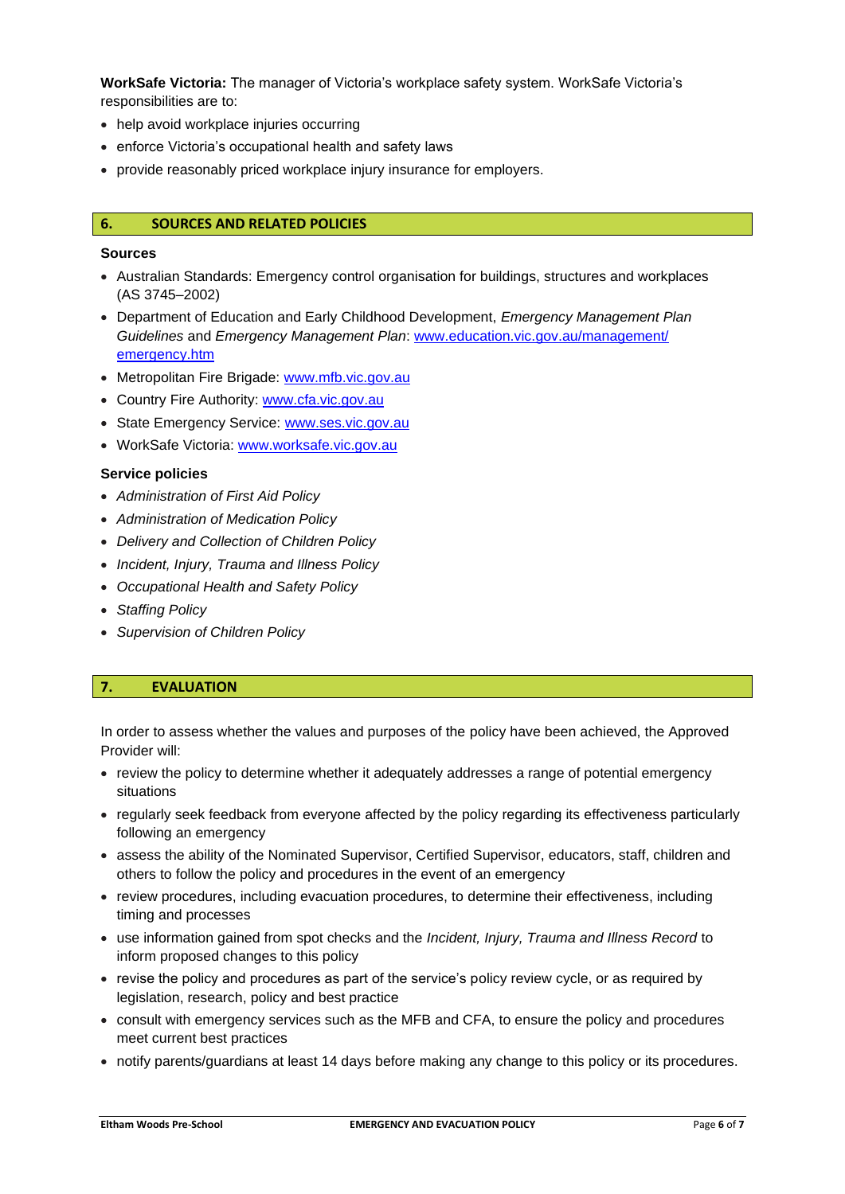**WorkSafe Victoria:** The manager of Victoria's workplace safety system. WorkSafe Victoria's responsibilities are to:

- help avoid workplace injuries occurring
- enforce Victoria's occupational health and safety laws
- provide reasonably priced workplace injury insurance for employers.

## 6. SOURCES AND RELATED POLICIES

**Sources**

- Australian Standards: Emergency control organisation for buildings, structures and workplaces (AS 3745–2002)
- Department of Education and Early Childhood Development, *Emergency Management Plan Guidelines* and *Emergency Management Plan*: www.education.vic.gov.au/management/emergency.htm
- Metropolitan Fire Brigade: www.mfb.vic.gov.au
- Country Fire Authority: www.cfa.vic.gov.au
- State Emergency Service: www.ses.vic.gov.au
- WorkSafe Victoria: www.worksafe.vic.gov.au

**Service policies**

- *Administration of First Aid Policy*
- *Administration of Medication Policy*
- *Delivery and Collection of Children Policy*
- *Incident, Injury, Trauma and Illness Policy*
- *Occupational Health and Safety Policy*
- *Staffing Policy*
- *Supervision of Children Policy*

## 7. EVALUATION

In order to assess whether the values and purposes of the policy have been achieved, the Approved Provider will:

- review the policy to determine whether it adequately addresses a range of potential emergency situations
- regularly seek feedback from everyone affected by the policy regarding its effectiveness particularly following an emergency
- assess the ability of the Nominated Supervisor, Certified Supervisor, educators, staff, children and others to follow the policy and procedures in the event of an emergency
- review procedures, including evacuation procedures, to determine their effectiveness, including timing and processes
- use information gained from spot checks and the *Incident, Injury, Trauma and Illness Record* to inform proposed changes to this policy
- revise the policy and procedures as part of the service's policy review cycle, or as required by legislation, research, policy and best practice
- consult with emergency services such as the MFB and CFA, to ensure the policy and procedures meet current best practices
- notify parents/guardians at least 14 days before making any change to this policy or its procedures.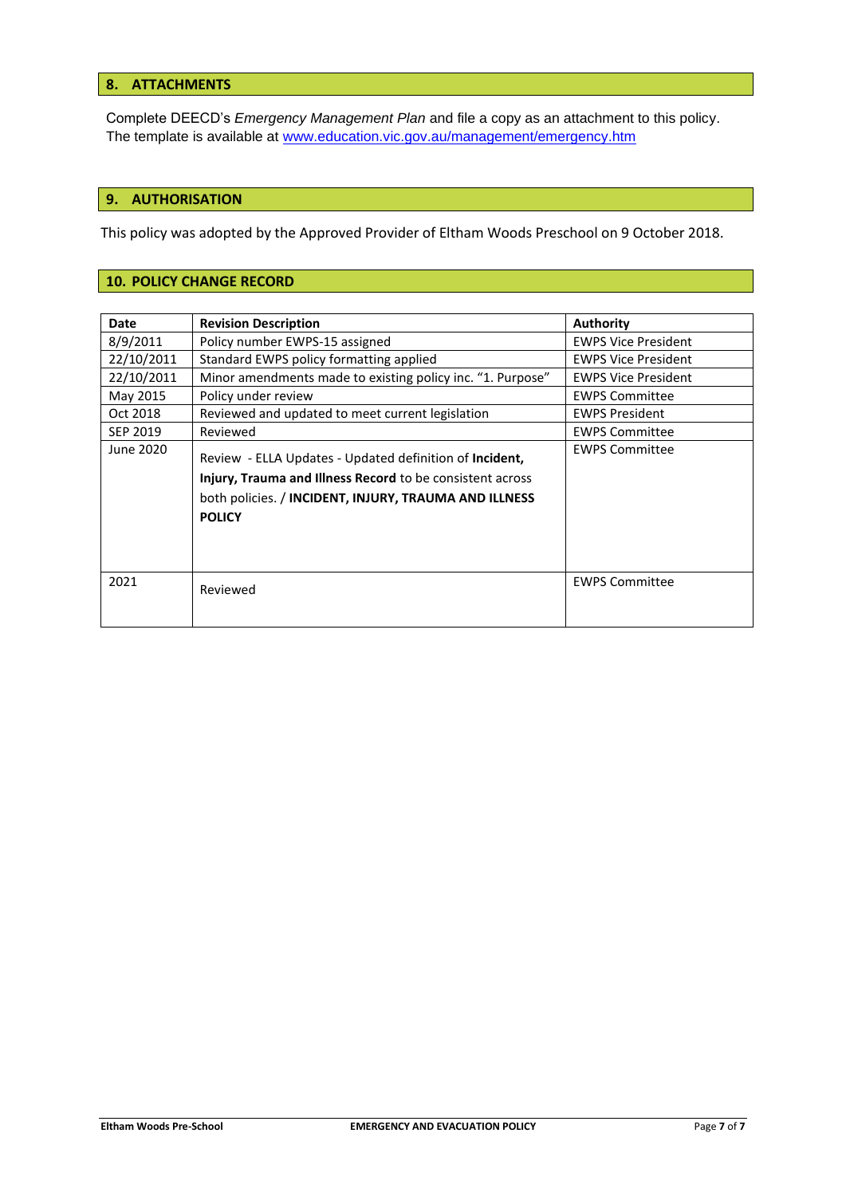## 8. ATTACHMENTS

Complete DEECD's *Emergency Management Plan* and file a copy as an attachment to this policy. The template is available at [www.education.vic.gov.au/management/emergency.htm](www.education.vic.gov.au/management/emergency.htm)

## 9. AUTHORISATION

This policy was adopted by the Approved Provider of Eltham Woods Preschool on 9 October 2018.

## 10. POLICY CHANGE RECORD

| Date | Revision Description | Authority |
|---|---|---|
| 8/9/2011 | Policy number EWPS-15 assigned | EWPS Vice President |
| 22/10/2011 | Standard EWPS policy formatting applied | EWPS Vice President |
| 22/10/2011 | Minor amendments made to existing policy inc. "1. Purpose" | EWPS Vice President |
| May 2015 | Policy under review | EWPS Committee |
| Oct 2018 | Reviewed and updated to meet current legislation | EWPS President |
| SEP 2019 | Reviewed | EWPS Committee |
| June 2020 | Review - ELLA Updates - Updated definition of **Incident, Injury, Trauma and Illness Record** to be consistent across both policies. / **INCIDENT, INJURY, TRAUMA AND ILLNESS POLICY** | EWPS Committee |
| 2021 | Reviewed | EWPS Committee |